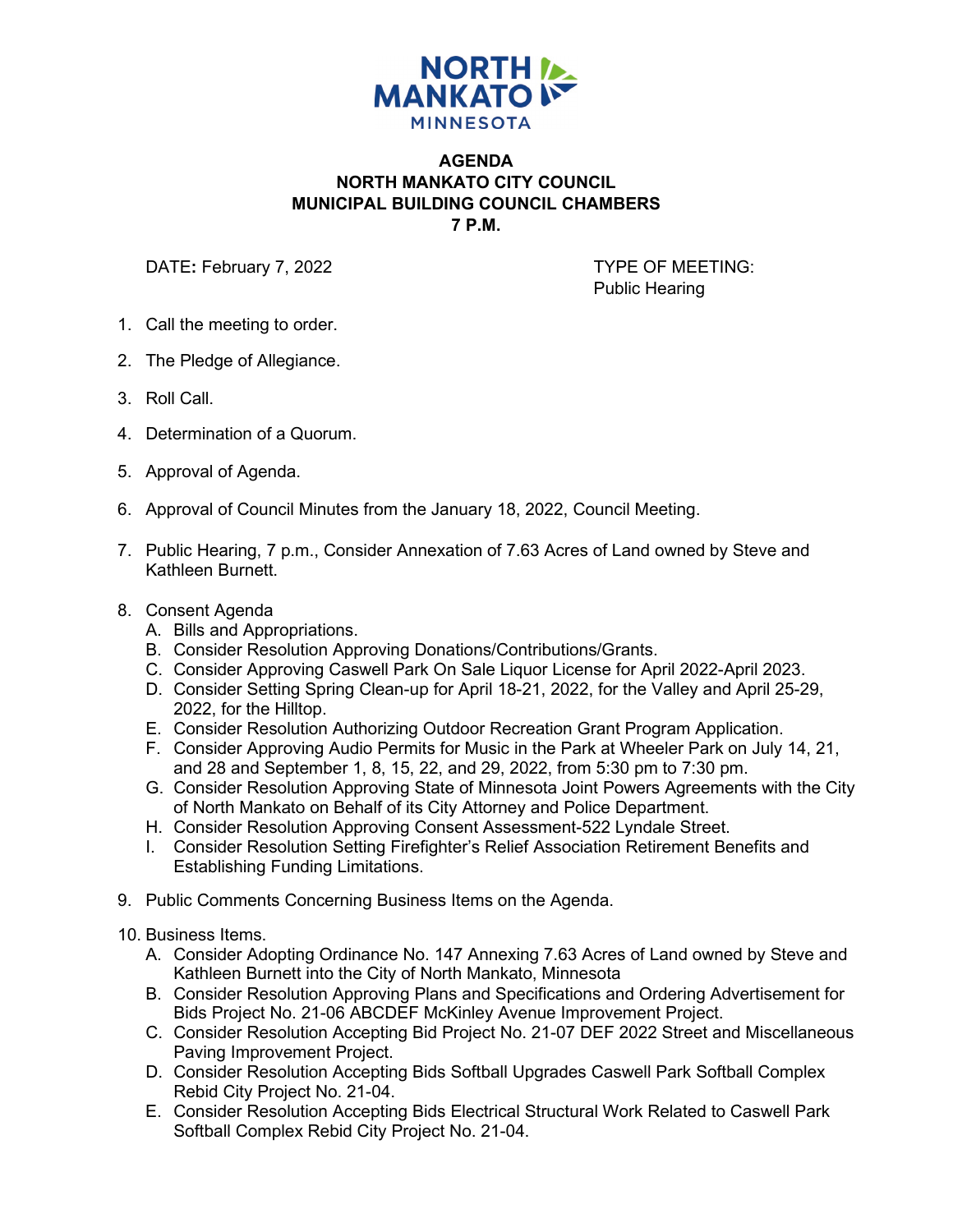NORTH MANKATO
MINNESOTA

# AGENDA
## NORTH MANKATO CITY COUNCIL
## MUNICIPAL BUILDING COUNCIL CHAMBERS
## 7 P.M.

DATE: February 7, 2022

TYPE OF MEETING:
Public Hearing

1. Call the meeting to order.
2. The Pledge of Allegiance.
3. Roll Call.
4. Determination of a Quorum.
5. Approval of Agenda.
6. Approval of Council Minutes from the January 18, 2022, Council Meeting.
7. Public Hearing, 7 p.m., Consider Annexation of 7.63 Acres of Land owned by Steve and Kathleen Burnett.
8. Consent Agenda
   A. Bills and Appropriations.
   B. Consider Resolution Approving Donations/Contributions/Grants.
   C. Consider Approving Caswell Park On Sale Liquor License for April 2022-April 2023.
   D. Consider Setting Spring Clean-up for April 18-21, 2022, for the Valley and April 25-29, 2022, for the Hilltop.
   E. Consider Resolution Authorizing Outdoor Recreation Grant Program Application.
   F. Consider Approving Audio Permits for Music in the Park at Wheeler Park on July 14, 21, and 28 and September 1, 8, 15, 22, and 29, 2022, from 5:30 pm to 7:30 pm.
   G. Consider Resolution Approving State of Minnesota Joint Powers Agreements with the City of North Mankato on Behalf of its City Attorney and Police Department.
   H. Consider Resolution Approving Consent Assessment-522 Lyndale Street.
   I. Consider Resolution Setting Firefighter's Relief Association Retirement Benefits and Establishing Funding Limitations.
9. Public Comments Concerning Business Items on the Agenda.
10. Business Items.
    A. Consider Adopting Ordinance No. 147 Annexing 7.63 Acres of Land owned by Steve and Kathleen Burnett into the City of North Mankato, Minnesota
    B. Consider Resolution Approving Plans and Specifications and Ordering Advertisement for Bids Project No. 21-06 ABCDEF McKinley Avenue Improvement Project.
    C. Consider Resolution Accepting Bid Project No. 21-07 DEF 2022 Street and Miscellaneous Paving Improvement Project.
    D. Consider Resolution Accepting Bids Softball Upgrades Caswell Park Softball Complex Rebid City Project No. 21-04.
    E. Consider Resolution Accepting Bids Electrical Structural Work Related to Caswell Park Softball Complex Rebid City Project No. 21-04.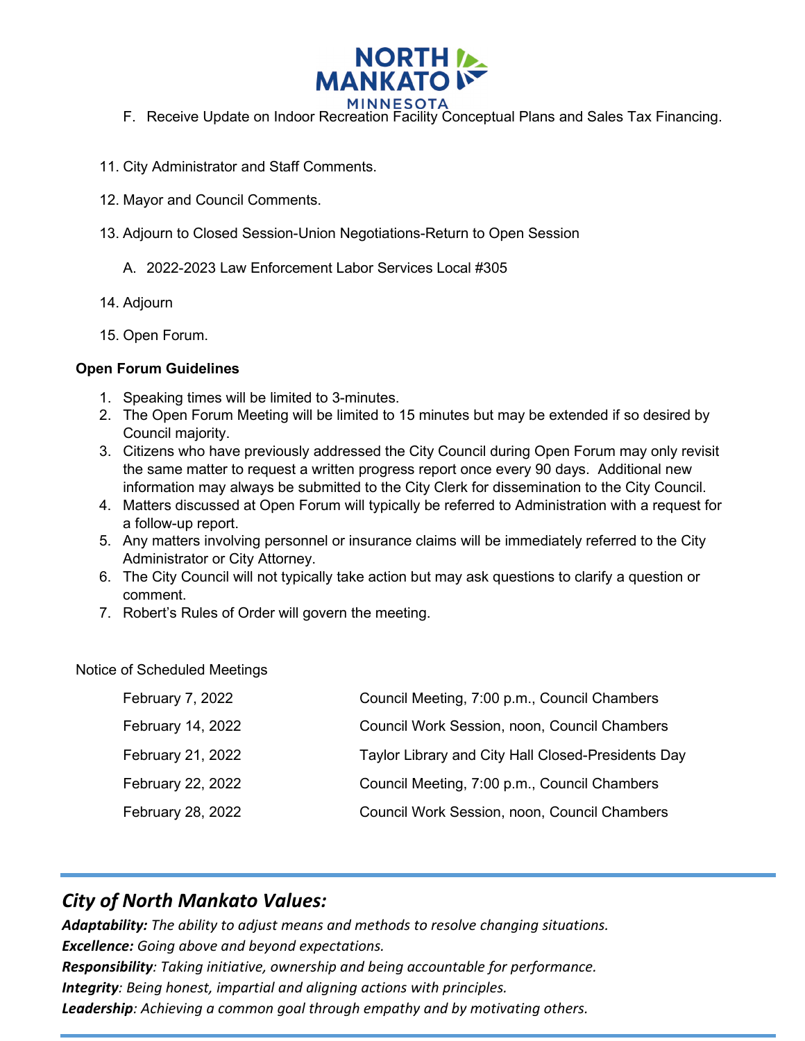F. Receive Update on Indoor Recreation Facility Conceptual Plans and Sales Tax Financing.

11. City Administrator and Staff Comments.

12. Mayor and Council Comments.

13. Adjourn to Closed Session-Union Negotiations-Return to Open Session

    A. 2022-2023 Law Enforcement Labor Services Local #305

14. Adjourn

15. Open Forum.

**Open Forum Guidelines**

1. Speaking times will be limited to 3-minutes.
2. The Open Forum Meeting will be limited to 15 minutes but may be extended if so desired by Council majority.
3. Citizens who have previously addressed the City Council during Open Forum may only revisit the same matter to request a written progress report once every 90 days. Additional new information may always be submitted to the City Clerk for dissemination to the City Council.
4. Matters discussed at Open Forum will typically be referred to Administration with a request for a follow-up report.
5. Any matters involving personnel or insurance claims will be immediately referred to the City Administrator or City Attorney.
6. The City Council will not typically take action but may ask questions to clarify a question or comment.
7. Robert's Rules of Order will govern the meeting.

Notice of Scheduled Meetings

| | |
|---|---|
| February 7, 2022 | Council Meeting, 7:00 p.m., Council Chambers |
| February 14, 2022 | Council Work Session, noon, Council Chambers |
| February 21, 2022 | Taylor Library and City Hall Closed-Presidents Day |
| February 22, 2022 | Council Meeting, 7:00 p.m., Council Chambers |
| February 28, 2022 | Council Work Session, noon, Council Chambers |

## *City of North Mankato Values:*

***Adaptability:*** *The ability to adjust means and methods to resolve changing situations.*
***Excellence:*** *Going above and beyond expectations.*
***Responsibility****: Taking initiative, ownership and being accountable for performance.*
***Integrity****: Being honest, impartial and aligning actions with principles.*
***Leadership****: Achieving a common goal through empathy and by motivating others.*